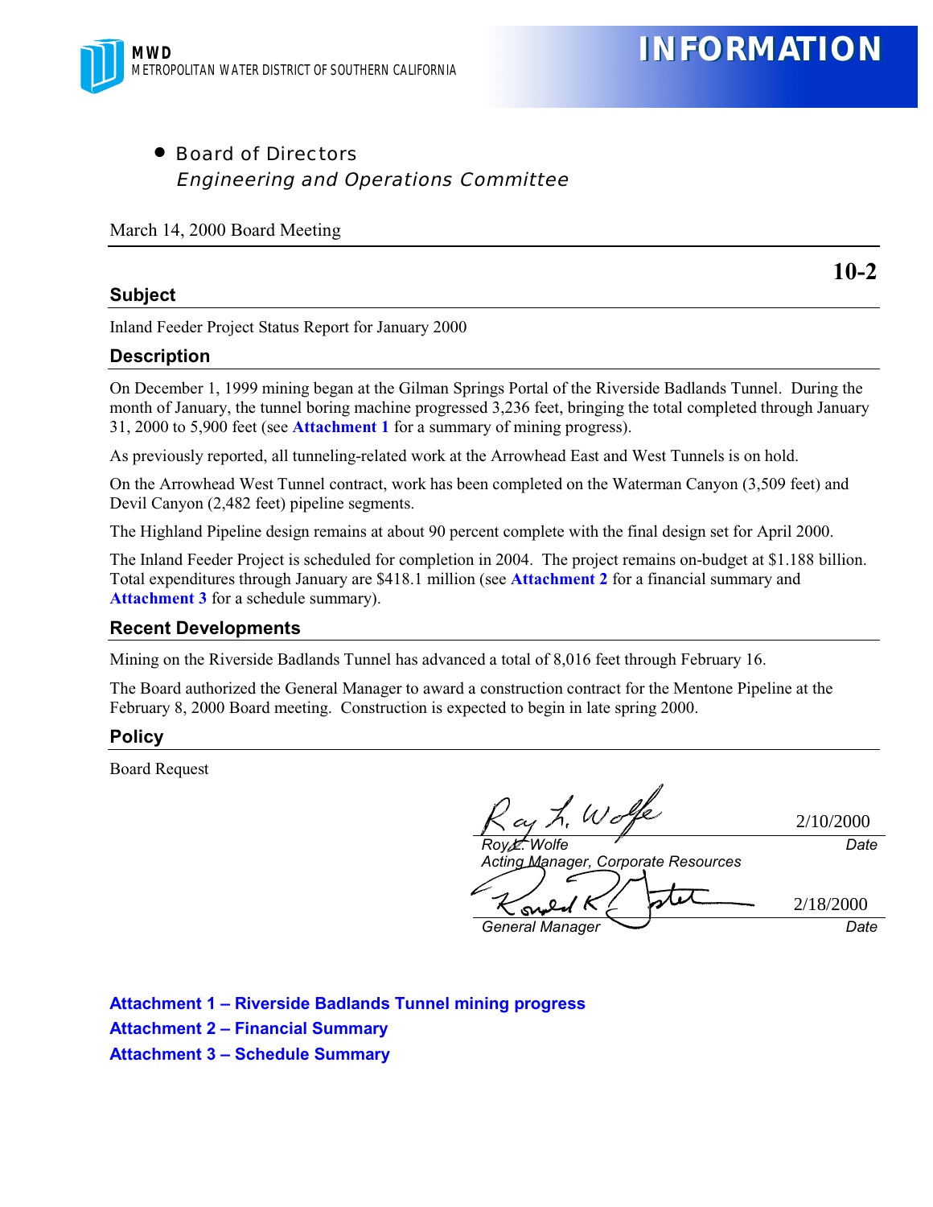MWD
METROPOLITAN WATER DISTRICT OF SOUTHERN CALIFORNIA

**INFORMATION**

- Board of Directors
  *Engineering and Operations Committee*

March 14, 2000 Board Meeting

**10-2**

## Subject

Inland Feeder Project Status Report for January 2000

## Description

On December 1, 1999 mining began at the Gilman Springs Portal of the Riverside Badlands Tunnel. During the month of January, the tunnel boring machine progressed 3,236 feet, bringing the total completed through January 31, 2000 to 5,900 feet (see **Attachment 1** for a summary of mining progress).

As previously reported, all tunneling-related work at the Arrowhead East and West Tunnels is on hold.

On the Arrowhead West Tunnel contract, work has been completed on the Waterman Canyon (3,509 feet) and Devil Canyon (2,482 feet) pipeline segments.

The Highland Pipeline design remains at about 90 percent complete with the final design set for April 2000.

The Inland Feeder Project is scheduled for completion in 2004. The project remains on-budget at $1.188 billion. Total expenditures through January are $418.1 million (see **Attachment 2** for a financial summary and **Attachment 3** for a schedule summary).

## Recent Developments

Mining on the Riverside Badlands Tunnel has advanced a total of 8,016 feet through February 16.

The Board authorized the General Manager to award a construction contract for the Mentone Pipeline at the February 8, 2000 Board meeting. Construction is expected to begin in late spring 2000.

## Policy

Board Request

Roy L. Wolfe — 2/10/2000
*Roy L. Wolfe*
*Acting Manager, Corporate Resources* — *Date*

Ronald R. Gastelum — 2/18/2000
*General Manager* — *Date*

**Attachment 1 – Riverside Badlands Tunnel mining progress**

**Attachment 2 – Financial Summary**

**Attachment 3 – Schedule Summary**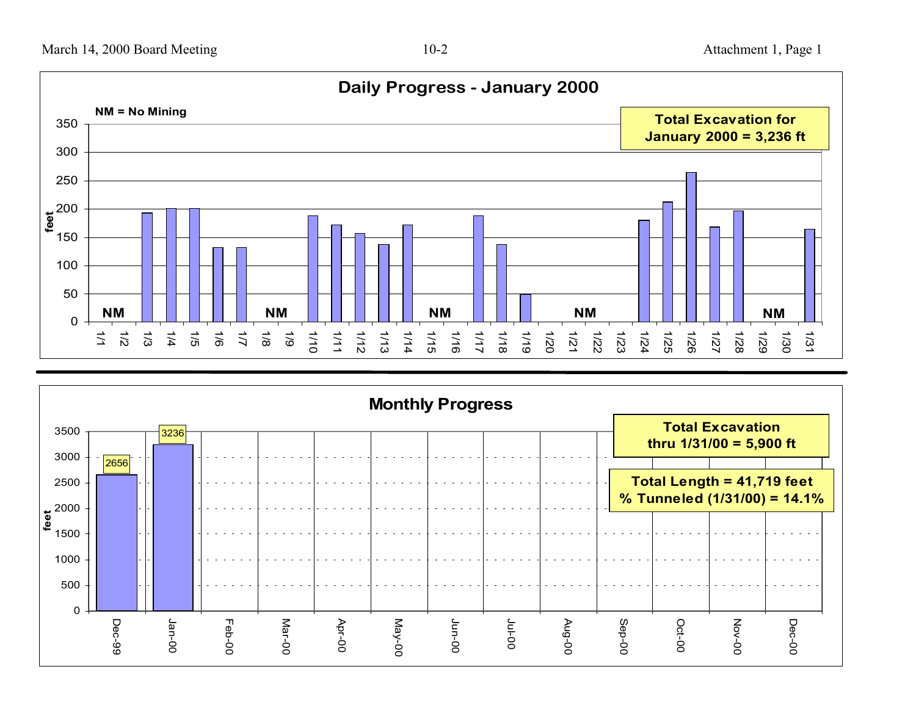## Daily Progress - January 2000

NM = No Mining

**Total Excavation for January 2000 = 3,236 ft**

## Monthly Progress

| Month | feet |
|---|---|
| Dec-99 | 2656 |
| Jan-00 | 3236 |

**Total Excavation thru 1/31/00 = 5,900 ft**

**Total Length = 41,719 feet**
**% Tunneled (1/31/00) = 14.1%**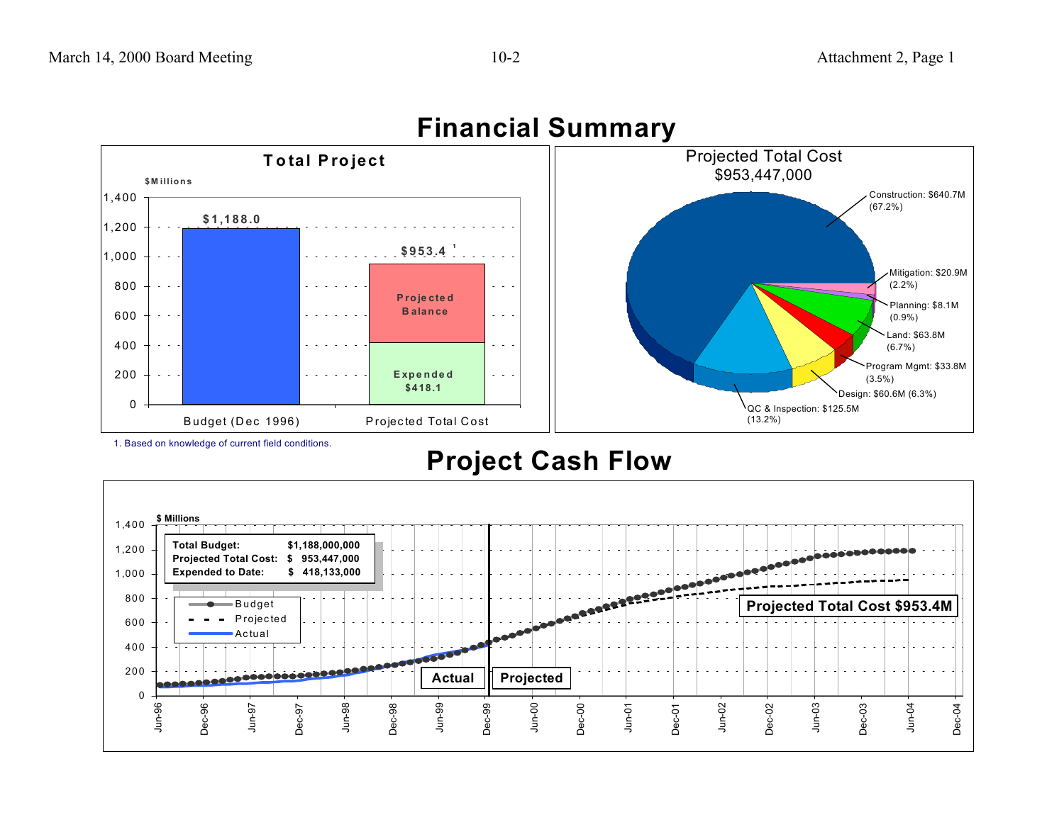# Financial Summary

**Total Project**

$Millions

| | Budget (Dec 1996) | Projected Total Cost |
|---|---|---|
| Total | $1,188.0 | $953.4 [1] |
| Projected Balance | | |
| Expended | | $418.1 |

**Projected Total Cost**
**$953,447,000**

- Construction: $640.7M (67.2%)
- Mitigation: $20.9M (2.2%)
- Planning: $8.1M (0.9%)
- Land: $63.8M (6.7%)
- Program Mgmt: $33.8M (3.5%)
- Design: $60.6M (6.3%)
- QC & Inspection: $125.5M (13.2%)

1. Based on knowledge of current field conditions.

# Project Cash Flow

$ Millions

| | |
|---|---|
| **Total Budget:** | **$1,188,000,000** |
| **Projected Total Cost:** | **$ 953,447,000** |
| **Expended to Date:** | **$ 418,133,000** |

Legend: Budget, Projected, Actual

**Actual** | **Projected**

**Projected Total Cost $953.4M**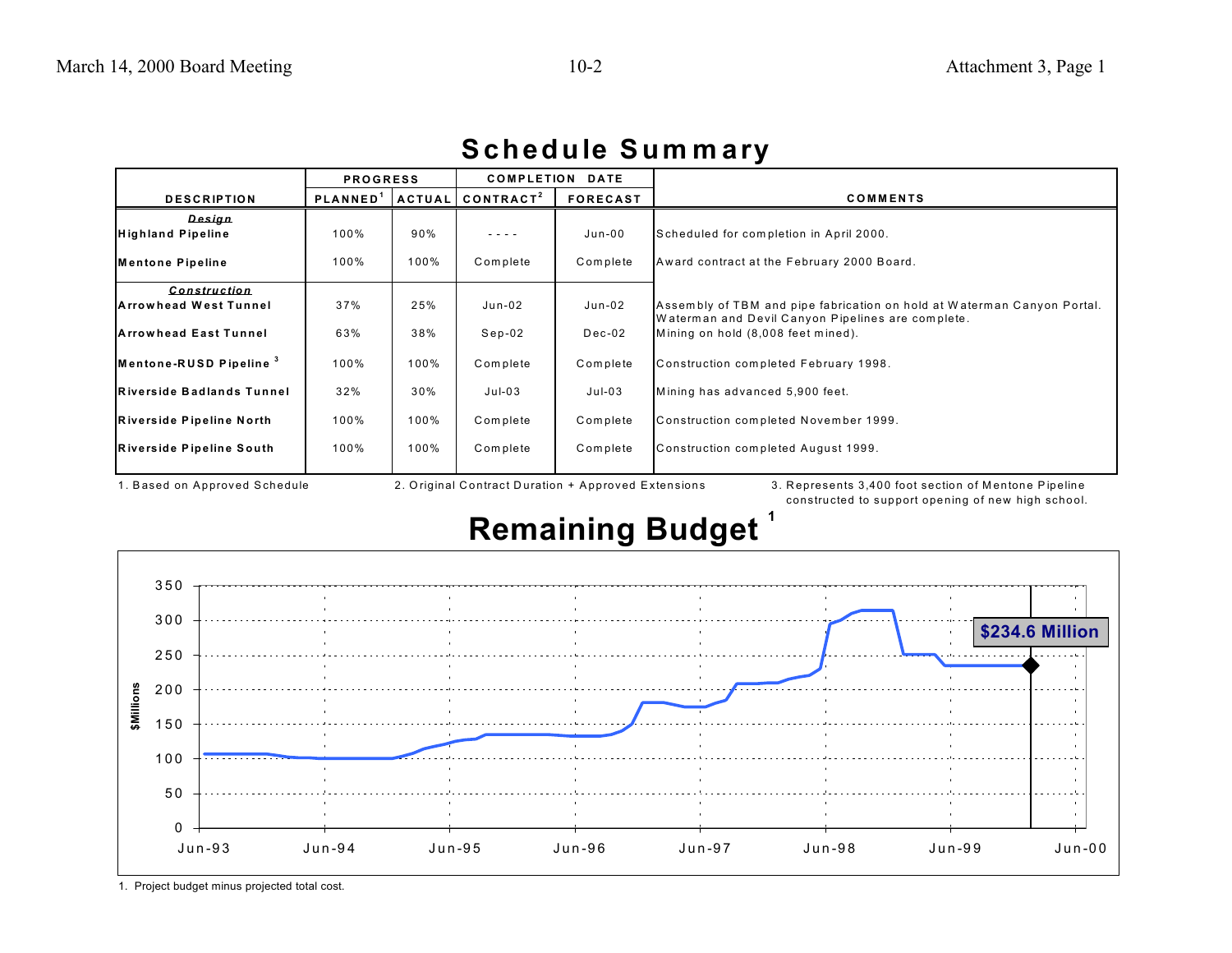# Schedule Summary

| DESCRIPTION | PROGRESS | | COMPLETION DATE | | COMMENTS |
|---|---|---|---|---|---|
| | PLANNED[1] | ACTUAL | CONTRACT[2] | FORECAST | |
| ***Design*** | | | | | |
| **Highland Pipeline** | 100% | 90% | - - - - | Jun-00 | Scheduled for completion in April 2000. |
| **Mentone Pipeline** | 100% | 100% | Complete | Complete | Award contract at the February 2000 Board. |
| ***Construction*** | | | | | |
| **Arrowhead West Tunnel** | 37% | 25% | Jun-02 | Jun-02 | Assembly of TBM and pipe fabrication on hold at Waterman Canyon Portal. Waterman and Devil Canyon Pipelines are complete. |
| **Arrowhead East Tunnel** | 63% | 38% | Sep-02 | Dec-02 | Mining on hold (8,008 feet mined). |
| **Mentone-RUSD Pipeline** [3] | 100% | 100% | Complete | Complete | Construction completed February 1998. |
| **Riverside Badlands Tunnel** | 32% | 30% | Jul-03 | Jul-03 | Mining has advanced 5,900 feet. |
| **Riverside Pipeline North** | 100% | 100% | Complete | Complete | Construction completed November 1999. |
| **Riverside Pipeline South** | 100% | 100% | Complete | Complete | Construction completed August 1999. |

1. Based on Approved Schedule
2. Original Contract Duration + Approved Extensions
3. Represents 3,400 foot section of Mentone Pipeline constructed to support opening of new high school.

# Remaining Budget [1]

$Millions

350
300
250
200
150
100
50
0

Jun-93 Jun-94 Jun-95 Jun-96 Jun-97 Jun-98 Jun-99 Jun-00

$234.6 Million

1. Project budget minus projected total cost.